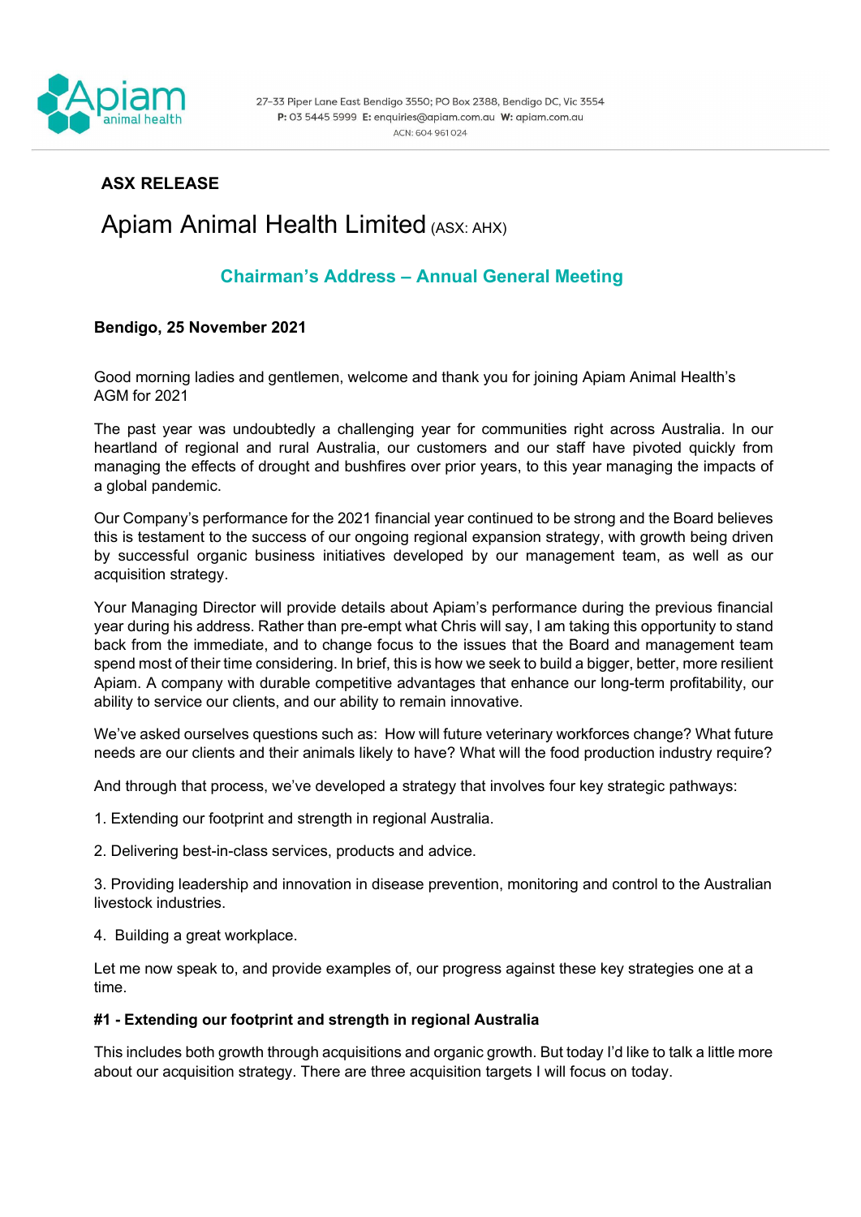Apiam animal health

27–33 Piper Lane East Bendigo 3550; PO Box 2388, Bendigo DC, Vic 3554
**P:** 03 5445 5999 **E:** enquiries@apiam.com.au **W:** apiam.com.au
ACN: 604 961 024

**ASX RELEASE**

# Apiam Animal Health Limited (ASX: AHX)

## Chairman's Address – Annual General Meeting

**Bendigo, 25 November 2021**

Good morning ladies and gentlemen, welcome and thank you for joining Apiam Animal Health's AGM for 2021

The past year was undoubtedly a challenging year for communities right across Australia. In our heartland of regional and rural Australia, our customers and our staff have pivoted quickly from managing the effects of drought and bushfires over prior years, to this year managing the impacts of a global pandemic.

Our Company's performance for the 2021 financial year continued to be strong and the Board believes this is testament to the success of our ongoing regional expansion strategy, with growth being driven by successful organic business initiatives developed by our management team, as well as our acquisition strategy.

Your Managing Director will provide details about Apiam's performance during the previous financial year during his address. Rather than pre-empt what Chris will say, I am taking this opportunity to stand back from the immediate, and to change focus to the issues that the Board and management team spend most of their time considering. In brief, this is how we seek to build a bigger, better, more resilient Apiam. A company with durable competitive advantages that enhance our long-term profitability, our ability to service our clients, and our ability to remain innovative.

We've asked ourselves questions such as: How will future veterinary workforces change? What future needs are our clients and their animals likely to have? What will the food production industry require?

And through that process, we've developed a strategy that involves four key strategic pathways:

1. Extending our footprint and strength in regional Australia.

2. Delivering best-in-class services, products and advice.

3. Providing leadership and innovation in disease prevention, monitoring and control to the Australian livestock industries.

4. Building a great workplace.

Let me now speak to, and provide examples of, our progress against these key strategies one at a time.

**#1 - Extending our footprint and strength in regional Australia**

This includes both growth through acquisitions and organic growth. But today I'd like to talk a little more about our acquisition strategy. There are three acquisition targets I will focus on today.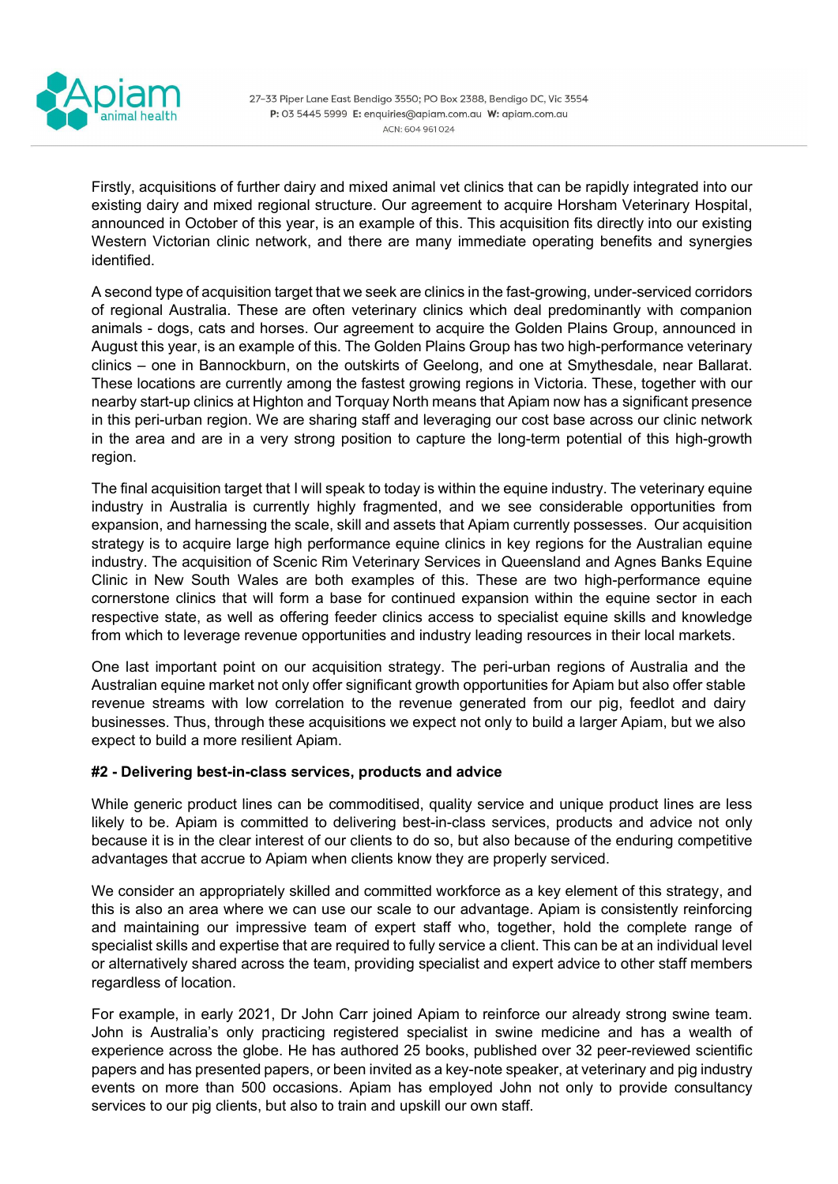Firstly, acquisitions of further dairy and mixed animal vet clinics that can be rapidly integrated into our existing dairy and mixed regional structure. Our agreement to acquire Horsham Veterinary Hospital, announced in October of this year, is an example of this. This acquisition fits directly into our existing Western Victorian clinic network, and there are many immediate operating benefits and synergies identified.

A second type of acquisition target that we seek are clinics in the fast-growing, under-serviced corridors of regional Australia. These are often veterinary clinics which deal predominantly with companion animals - dogs, cats and horses. Our agreement to acquire the Golden Plains Group, announced in August this year, is an example of this. The Golden Plains Group has two high-performance veterinary clinics – one in Bannockburn, on the outskirts of Geelong, and one at Smythesdale, near Ballarat. These locations are currently among the fastest growing regions in Victoria. These, together with our nearby start-up clinics at Highton and Torquay North means that Apiam now has a significant presence in this peri-urban region. We are sharing staff and leveraging our cost base across our clinic network in the area and are in a very strong position to capture the long-term potential of this high-growth region.

The final acquisition target that I will speak to today is within the equine industry. The veterinary equine industry in Australia is currently highly fragmented, and we see considerable opportunities from expansion, and harnessing the scale, skill and assets that Apiam currently possesses. Our acquisition strategy is to acquire large high performance equine clinics in key regions for the Australian equine industry. The acquisition of Scenic Rim Veterinary Services in Queensland and Agnes Banks Equine Clinic in New South Wales are both examples of this. These are two high-performance equine cornerstone clinics that will form a base for continued expansion within the equine sector in each respective state, as well as offering feeder clinics access to specialist equine skills and knowledge from which to leverage revenue opportunities and industry leading resources in their local markets.

One last important point on our acquisition strategy. The peri-urban regions of Australia and the Australian equine market not only offer significant growth opportunities for Apiam but also offer stable revenue streams with low correlation to the revenue generated from our pig, feedlot and dairy businesses. Thus, through these acquisitions we expect not only to build a larger Apiam, but we also expect to build a more resilient Apiam.

**#2 - Delivering best-in-class services, products and advice**

While generic product lines can be commoditised, quality service and unique product lines are less likely to be. Apiam is committed to delivering best-in-class services, products and advice not only because it is in the clear interest of our clients to do so, but also because of the enduring competitive advantages that accrue to Apiam when clients know they are properly serviced.

We consider an appropriately skilled and committed workforce as a key element of this strategy, and this is also an area where we can use our scale to our advantage. Apiam is consistently reinforcing and maintaining our impressive team of expert staff who, together, hold the complete range of specialist skills and expertise that are required to fully service a client. This can be at an individual level or alternatively shared across the team, providing specialist and expert advice to other staff members regardless of location.

For example, in early 2021, Dr John Carr joined Apiam to reinforce our already strong swine team. John is Australia's only practicing registered specialist in swine medicine and has a wealth of experience across the globe. He has authored 25 books, published over 32 peer-reviewed scientific papers and has presented papers, or been invited as a key-note speaker, at veterinary and pig industry events on more than 500 occasions. Apiam has employed John not only to provide consultancy services to our pig clients, but also to train and upskill our own staff.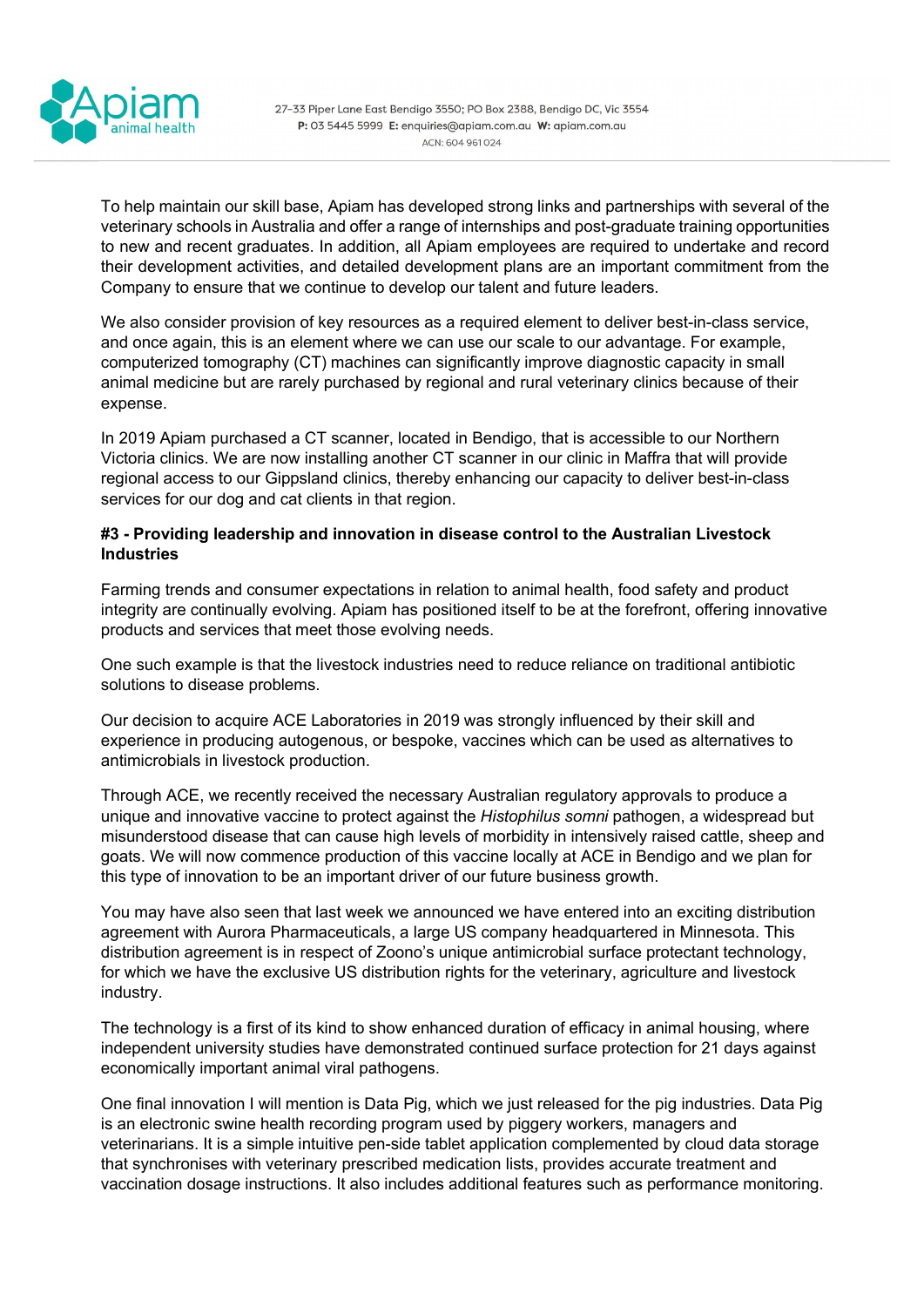To help maintain our skill base, Apiam has developed strong links and partnerships with several of the veterinary schools in Australia and offer a range of internships and post-graduate training opportunities to new and recent graduates. In addition, all Apiam employees are required to undertake and record their development activities, and detailed development plans are an important commitment from the Company to ensure that we continue to develop our talent and future leaders.

We also consider provision of key resources as a required element to deliver best-in-class service, and once again, this is an element where we can use our scale to our advantage. For example, computerized tomography (CT) machines can significantly improve diagnostic capacity in small animal medicine but are rarely purchased by regional and rural veterinary clinics because of their expense.

In 2019 Apiam purchased a CT scanner, located in Bendigo, that is accessible to our Northern Victoria clinics. We are now installing another CT scanner in our clinic in Maffra that will provide regional access to our Gippsland clinics, thereby enhancing our capacity to deliver best-in-class services for our dog and cat clients in that region.

**#3 - Providing leadership and innovation in disease control to the Australian Livestock Industries**

Farming trends and consumer expectations in relation to animal health, food safety and product integrity are continually evolving. Apiam has positioned itself to be at the forefront, offering innovative products and services that meet those evolving needs.

One such example is that the livestock industries need to reduce reliance on traditional antibiotic solutions to disease problems.

Our decision to acquire ACE Laboratories in 2019 was strongly influenced by their skill and experience in producing autogenous, or bespoke, vaccines which can be used as alternatives to antimicrobials in livestock production.

Through ACE, we recently received the necessary Australian regulatory approvals to produce a unique and innovative vaccine to protect against the *Histophilus somni* pathogen, a widespread but misunderstood disease that can cause high levels of morbidity in intensively raised cattle, sheep and goats. We will now commence production of this vaccine locally at ACE in Bendigo and we plan for this type of innovation to be an important driver of our future business growth.

You may have also seen that last week we announced we have entered into an exciting distribution agreement with Aurora Pharmaceuticals, a large US company headquartered in Minnesota. This distribution agreement is in respect of Zoono's unique antimicrobial surface protectant technology, for which we have the exclusive US distribution rights for the veterinary, agriculture and livestock industry.

The technology is a first of its kind to show enhanced duration of efficacy in animal housing, where independent university studies have demonstrated continued surface protection for 21 days against economically important animal viral pathogens.

One final innovation I will mention is Data Pig, which we just released for the pig industries. Data Pig is an electronic swine health recording program used by piggery workers, managers and veterinarians. It is a simple intuitive pen-side tablet application complemented by cloud data storage that synchronises with veterinary prescribed medication lists, provides accurate treatment and vaccination dosage instructions. It also includes additional features such as performance monitoring.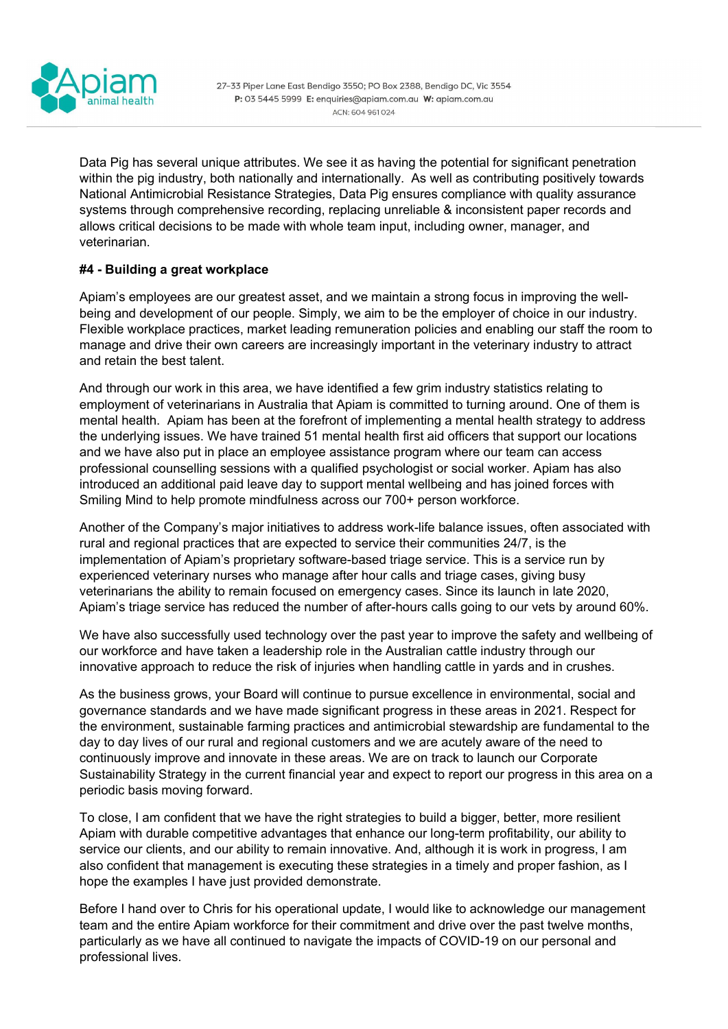Data Pig has several unique attributes. We see it as having the potential for significant penetration within the pig industry, both nationally and internationally. As well as contributing positively towards National Antimicrobial Resistance Strategies, Data Pig ensures compliance with quality assurance systems through comprehensive recording, replacing unreliable & inconsistent paper records and allows critical decisions to be made with whole team input, including owner, manager, and veterinarian.

**#4 - Building a great workplace**

Apiam's employees are our greatest asset, and we maintain a strong focus in improving the well-being and development of our people. Simply, we aim to be the employer of choice in our industry. Flexible workplace practices, market leading remuneration policies and enabling our staff the room to manage and drive their own careers are increasingly important in the veterinary industry to attract and retain the best talent.

And through our work in this area, we have identified a few grim industry statistics relating to employment of veterinarians in Australia that Apiam is committed to turning around. One of them is mental health. Apiam has been at the forefront of implementing a mental health strategy to address the underlying issues. We have trained 51 mental health first aid officers that support our locations and we have also put in place an employee assistance program where our team can access professional counselling sessions with a qualified psychologist or social worker. Apiam has also introduced an additional paid leave day to support mental wellbeing and has joined forces with Smiling Mind to help promote mindfulness across our 700+ person workforce.

Another of the Company's major initiatives to address work-life balance issues, often associated with rural and regional practices that are expected to service their communities 24/7, is the implementation of Apiam's proprietary software-based triage service. This is a service run by experienced veterinary nurses who manage after hour calls and triage cases, giving busy veterinarians the ability to remain focused on emergency cases. Since its launch in late 2020, Apiam's triage service has reduced the number of after-hours calls going to our vets by around 60%.

We have also successfully used technology over the past year to improve the safety and wellbeing of our workforce and have taken a leadership role in the Australian cattle industry through our innovative approach to reduce the risk of injuries when handling cattle in yards and in crushes.

As the business grows, your Board will continue to pursue excellence in environmental, social and governance standards and we have made significant progress in these areas in 2021. Respect for the environment, sustainable farming practices and antimicrobial stewardship are fundamental to the day to day lives of our rural and regional customers and we are acutely aware of the need to continuously improve and innovate in these areas. We are on track to launch our Corporate Sustainability Strategy in the current financial year and expect to report our progress in this area on a periodic basis moving forward.

To close, I am confident that we have the right strategies to build a bigger, better, more resilient Apiam with durable competitive advantages that enhance our long-term profitability, our ability to service our clients, and our ability to remain innovative. And, although it is work in progress, I am also confident that management is executing these strategies in a timely and proper fashion, as I hope the examples I have just provided demonstrate.

Before I hand over to Chris for his operational update, I would like to acknowledge our management team and the entire Apiam workforce for their commitment and drive over the past twelve months, particularly as we have all continued to navigate the impacts of COVID-19 on our personal and professional lives.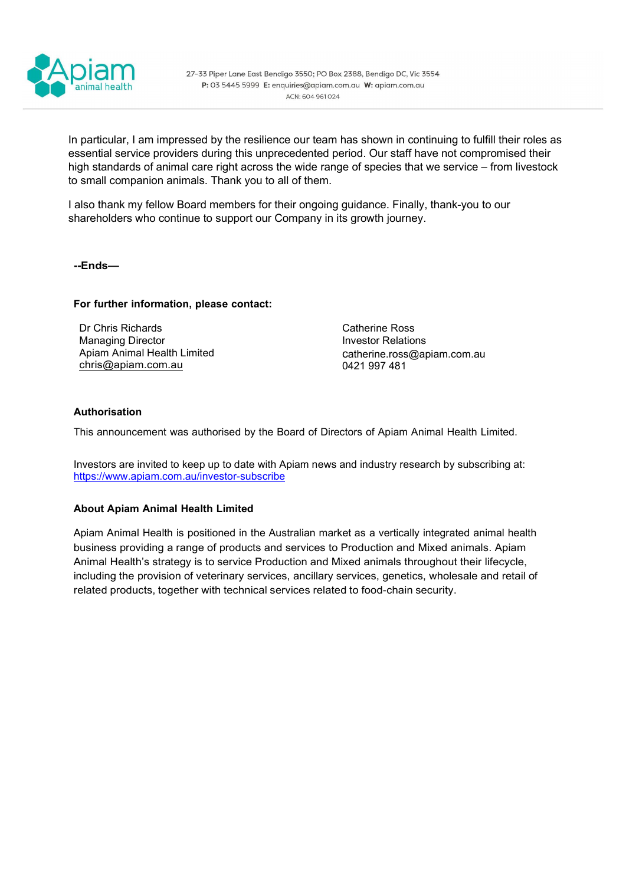In particular, I am impressed by the resilience our team has shown in continuing to fulfill their roles as essential service providers during this unprecedented period. Our staff have not compromised their high standards of animal care right across the wide range of species that we service – from livestock to small companion animals. Thank you to all of them.

I also thank my fellow Board members for their ongoing guidance. Finally, thank-you to our shareholders who continue to support our Company in its growth journey.

**--Ends—**

**For further information, please contact:**

Dr Chris Richards
Managing Director
Apiam Animal Health Limited
chris@apiam.com.au

Catherine Ross
Investor Relations
catherine.ross@apiam.com.au
0421 997 481

**Authorisation**

This announcement was authorised by the Board of Directors of Apiam Animal Health Limited.

Investors are invited to keep up to date with Apiam news and industry research by subscribing at: https://www.apiam.com.au/investor-subscribe

**About Apiam Animal Health Limited**

Apiam Animal Health is positioned in the Australian market as a vertically integrated animal health business providing a range of products and services to Production and Mixed animals. Apiam Animal Health's strategy is to service Production and Mixed animals throughout their lifecycle, including the provision of veterinary services, ancillary services, genetics, wholesale and retail of related products, together with technical services related to food-chain security.